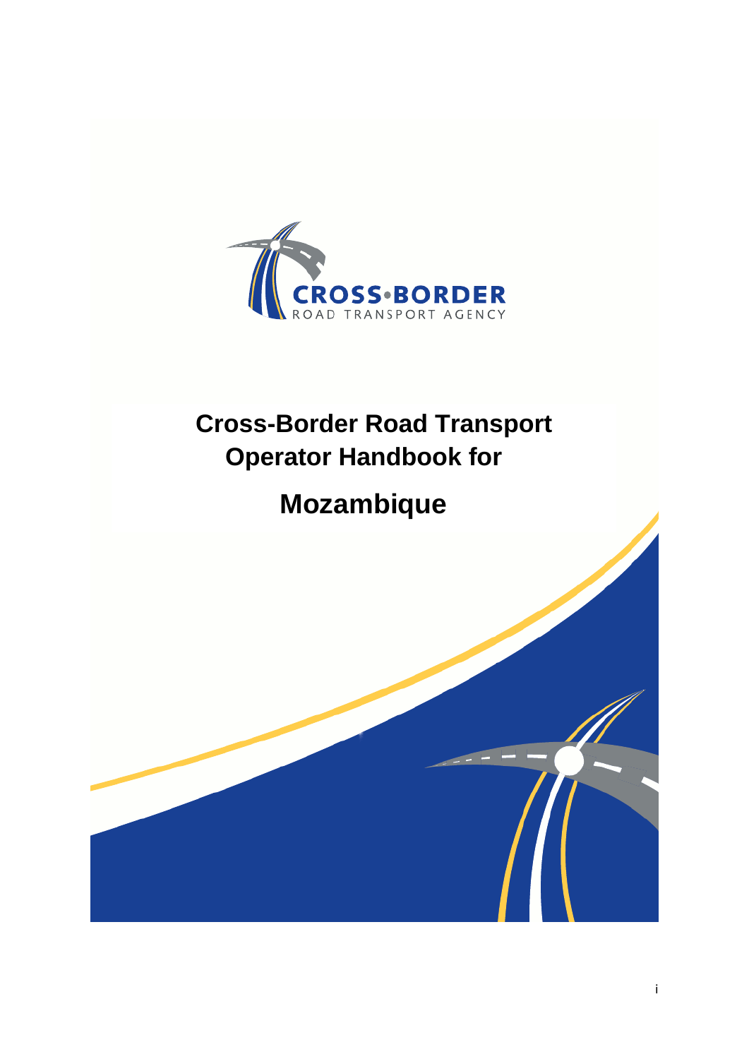CROSS-BORDER ROAD TRANSPORT AGENCY

# Cross-Border Road Transport Operator Handbook for

# Mozambique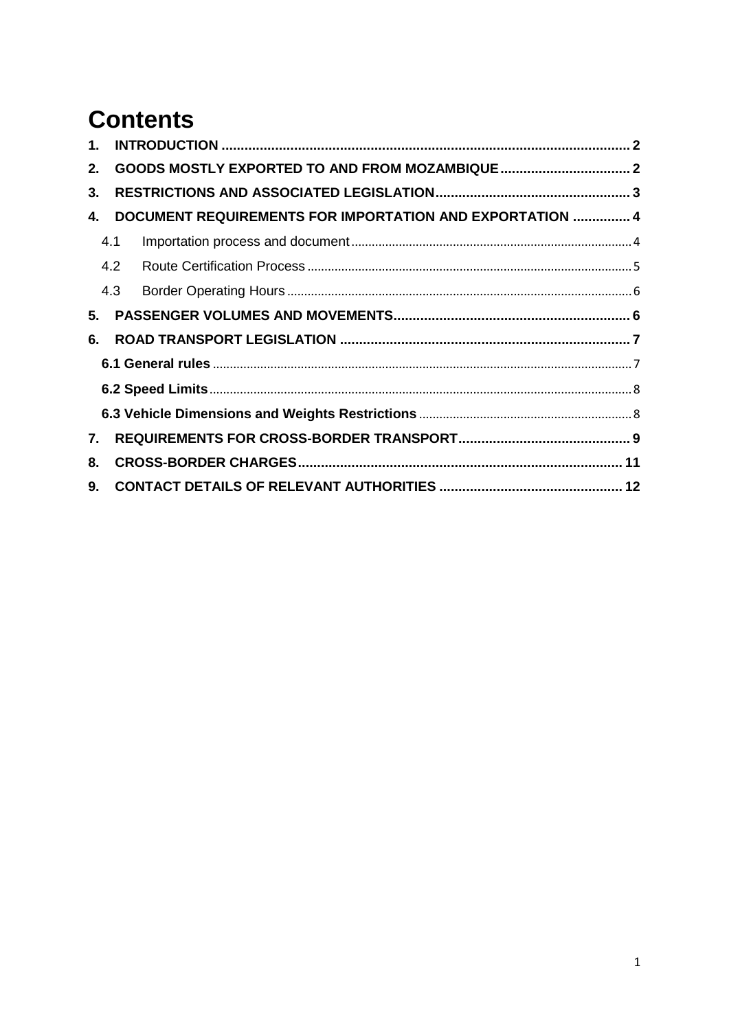# Contents

1. INTRODUCTION .......... 2
2. GOODS MOSTLY EXPORTED TO AND FROM MOZAMBIQUE .......... 2
3. RESTRICTIONS AND ASSOCIATED LEGISLATION .......... 3
4. DOCUMENT REQUIREMENTS FOR IMPORTATION AND EXPORTATION .......... 4
   - 4.1 Importation process and document .......... 4
   - 4.2 Route Certification Process .......... 5
   - 4.3 Border Operating Hours .......... 6
5. PASSENGER VOLUMES AND MOVEMENTS .......... 6
6. ROAD TRANSPORT LEGISLATION .......... 7
   - 6.1 General rules .......... 7
   - 6.2 Speed Limits .......... 8
   - 6.3 Vehicle Dimensions and Weights Restrictions .......... 8
7. REQUIREMENTS FOR CROSS-BORDER TRANSPORT .......... 9
8. CROSS-BORDER CHARGES .......... 11
9. CONTACT DETAILS OF RELEVANT AUTHORITIES .......... 12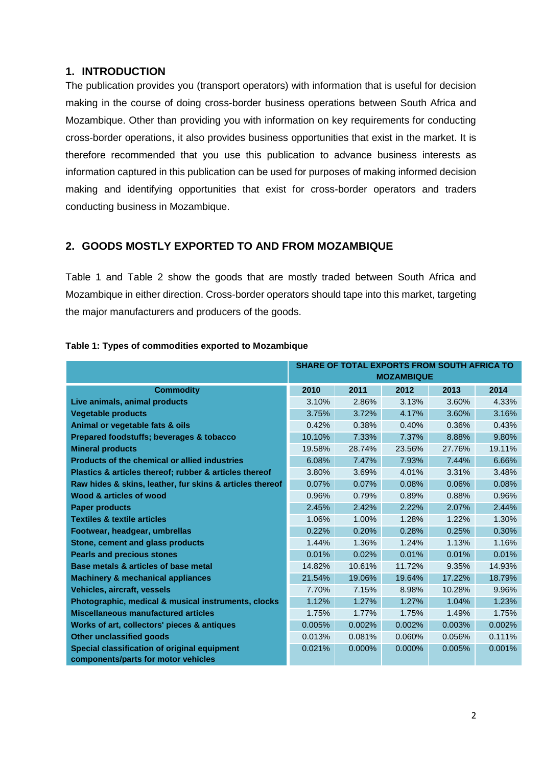## 1. INTRODUCTION

The publication provides you (transport operators) with information that is useful for decision making in the course of doing cross-border business operations between South Africa and Mozambique. Other than providing you with information on key requirements for conducting cross-border operations, it also provides business opportunities that exist in the market. It is therefore recommended that you use this publication to advance business interests as information captured in this publication can be used for purposes of making informed decision making and identifying opportunities that exist for cross-border operators and traders conducting business in Mozambique.

## 2. GOODS MOSTLY EXPORTED TO AND FROM MOZAMBIQUE

Table 1 and Table 2 show the goods that are mostly traded between South Africa and Mozambique in either direction. Cross-border operators should tape into this market, targeting the major manufacturers and producers of the goods.

**Table 1: Types of commodities exported to Mozambique**

| | SHARE OF TOTAL EXPORTS FROM SOUTH AFRICA TO MOZAMBIQUE | | | | |
|---|---|---|---|---|---|
| **Commodity** | **2010** | **2011** | **2012** | **2013** | **2014** |
| **Live animals, animal products** | 3.10% | 2.86% | 3.13% | 3.60% | 4.33% |
| **Vegetable products** | 3.75% | 3.72% | 4.17% | 3.60% | 3.16% |
| **Animal or vegetable fats & oils** | 0.42% | 0.38% | 0.40% | 0.36% | 0.43% |
| **Prepared foodstuffs; beverages & tobacco** | 10.10% | 7.33% | 7.37% | 8.88% | 9.80% |
| **Mineral products** | 19.58% | 28.74% | 23.56% | 27.76% | 19.11% |
| **Products of the chemical or allied industries** | 6.08% | 7.47% | 7.93% | 7.44% | 6.66% |
| **Plastics & articles thereof; rubber & articles thereof** | 3.80% | 3.69% | 4.01% | 3.31% | 3.48% |
| **Raw hides & skins, leather, fur skins & articles thereof** | 0.07% | 0.07% | 0.08% | 0.06% | 0.08% |
| **Wood & articles of wood** | 0.96% | 0.79% | 0.89% | 0.88% | 0.96% |
| **Paper products** | 2.45% | 2.42% | 2.22% | 2.07% | 2.44% |
| **Textiles & textile articles** | 1.06% | 1.00% | 1.28% | 1.22% | 1.30% |
| **Footwear, headgear, umbrellas** | 0.22% | 0.20% | 0.28% | 0.25% | 0.30% |
| **Stone, cement and glass products** | 1.44% | 1.36% | 1.24% | 1.13% | 1.16% |
| **Pearls and precious stones** | 0.01% | 0.02% | 0.01% | 0.01% | 0.01% |
| **Base metals & articles of base metal** | 14.82% | 10.61% | 11.72% | 9.35% | 14.93% |
| **Machinery & mechanical appliances** | 21.54% | 19.06% | 19.64% | 17.22% | 18.79% |
| **Vehicles, aircraft, vessels** | 7.70% | 7.15% | 8.98% | 10.28% | 9.96% |
| **Photographic, medical & musical instruments, clocks** | 1.12% | 1.27% | 1.27% | 1.04% | 1.23% |
| **Miscellaneous manufactured articles** | 1.75% | 1.77% | 1.75% | 1.49% | 1.75% |
| **Works of art, collectors' pieces & antiques** | 0.005% | 0.002% | 0.002% | 0.003% | 0.002% |
| **Other unclassified goods** | 0.013% | 0.081% | 0.060% | 0.056% | 0.111% |
| **Special classification of original equipment components/parts for motor vehicles** | 0.021% | 0.000% | 0.000% | 0.005% | 0.001% |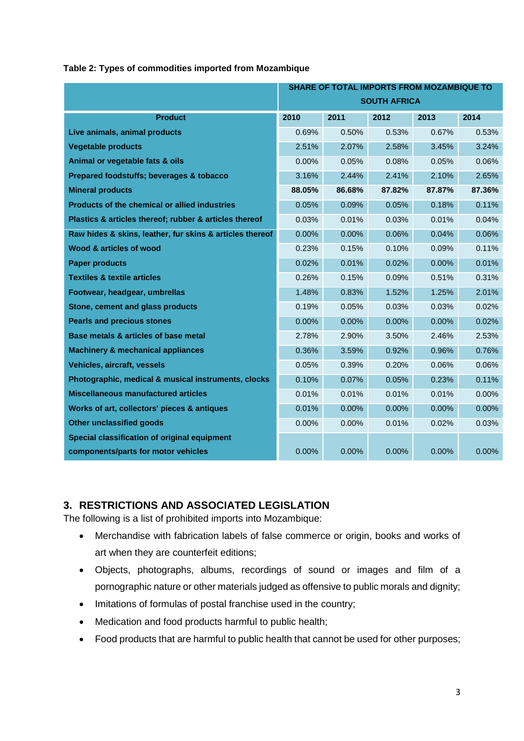**Table 2: Types of commodities imported from Mozambique**

| | SHARE OF TOTAL IMPORTS FROM MOZAMBIQUE TO SOUTH AFRICA | | | | |
|---|---|---|---|---|---|
| **Product** | **2010** | **2011** | **2012** | **2013** | **2014** |
| Live animals, animal products | 0.69% | 0.50% | 0.53% | 0.67% | 0.53% |
| Vegetable products | 2.51% | 2.07% | 2.58% | 3.45% | 3.24% |
| Animal or vegetable fats & oils | 0.00% | 0.05% | 0.08% | 0.05% | 0.06% |
| Prepared foodstuffs; beverages & tobacco | 3.16% | 2.44% | 2.41% | 2.10% | 2.65% |
| Mineral products | **88.05%** | **86.68%** | **87.82%** | **87.87%** | **87.36%** |
| Products of the chemical or allied industries | 0.05% | 0.09% | 0.05% | 0.18% | 0.11% |
| Plastics & articles thereof; rubber & articles thereof | 0.03% | 0.01% | 0.03% | 0.01% | 0.04% |
| Raw hides & skins, leather, fur skins & articles thereof | 0.00% | 0.00% | 0.06% | 0.04% | 0.06% |
| Wood & articles of wood | 0.23% | 0.15% | 0.10% | 0.09% | 0.11% |
| Paper products | 0.02% | 0.01% | 0.02% | 0.00% | 0.01% |
| Textiles & textile articles | 0.26% | 0.15% | 0.09% | 0.51% | 0.31% |
| Footwear, headgear, umbrellas | 1.48% | 0.83% | 1.52% | 1.25% | 2.01% |
| Stone, cement and glass products | 0.19% | 0.05% | 0.03% | 0.03% | 0.02% |
| Pearls and precious stones | 0.00% | 0.00% | 0.00% | 0.00% | 0.02% |
| Base metals & articles of base metal | 2.78% | 2.90% | 3.50% | 2.46% | 2.53% |
| Machinery & mechanical appliances | 0.36% | 3.59% | 0.92% | 0.96% | 0.76% |
| Vehicles, aircraft, vessels | 0.05% | 0.39% | 0.20% | 0.06% | 0.06% |
| Photographic, medical & musical instruments, clocks | 0.10% | 0.07% | 0.05% | 0.23% | 0.11% |
| Miscellaneous manufactured articles | 0.01% | 0.01% | 0.01% | 0.01% | 0.00% |
| Works of art, collectors' pieces & antiques | 0.01% | 0.00% | 0.00% | 0.00% | 0.00% |
| Other unclassified goods | 0.00% | 0.00% | 0.01% | 0.02% | 0.03% |
| Special classification of original equipment components/parts for motor vehicles | 0.00% | 0.00% | 0.00% | 0.00% | 0.00% |

## 3. RESTRICTIONS AND ASSOCIATED LEGISLATION

The following is a list of prohibited imports into Mozambique:

- Merchandise with fabrication labels of false commerce or origin, books and works of art when they are counterfeit editions;
- Objects, photographs, albums, recordings of sound or images and film of a pornographic nature or other materials judged as offensive to public morals and dignity;
- Imitations of formulas of postal franchise used in the country;
- Medication and food products harmful to public health;
- Food products that are harmful to public health that cannot be used for other purposes;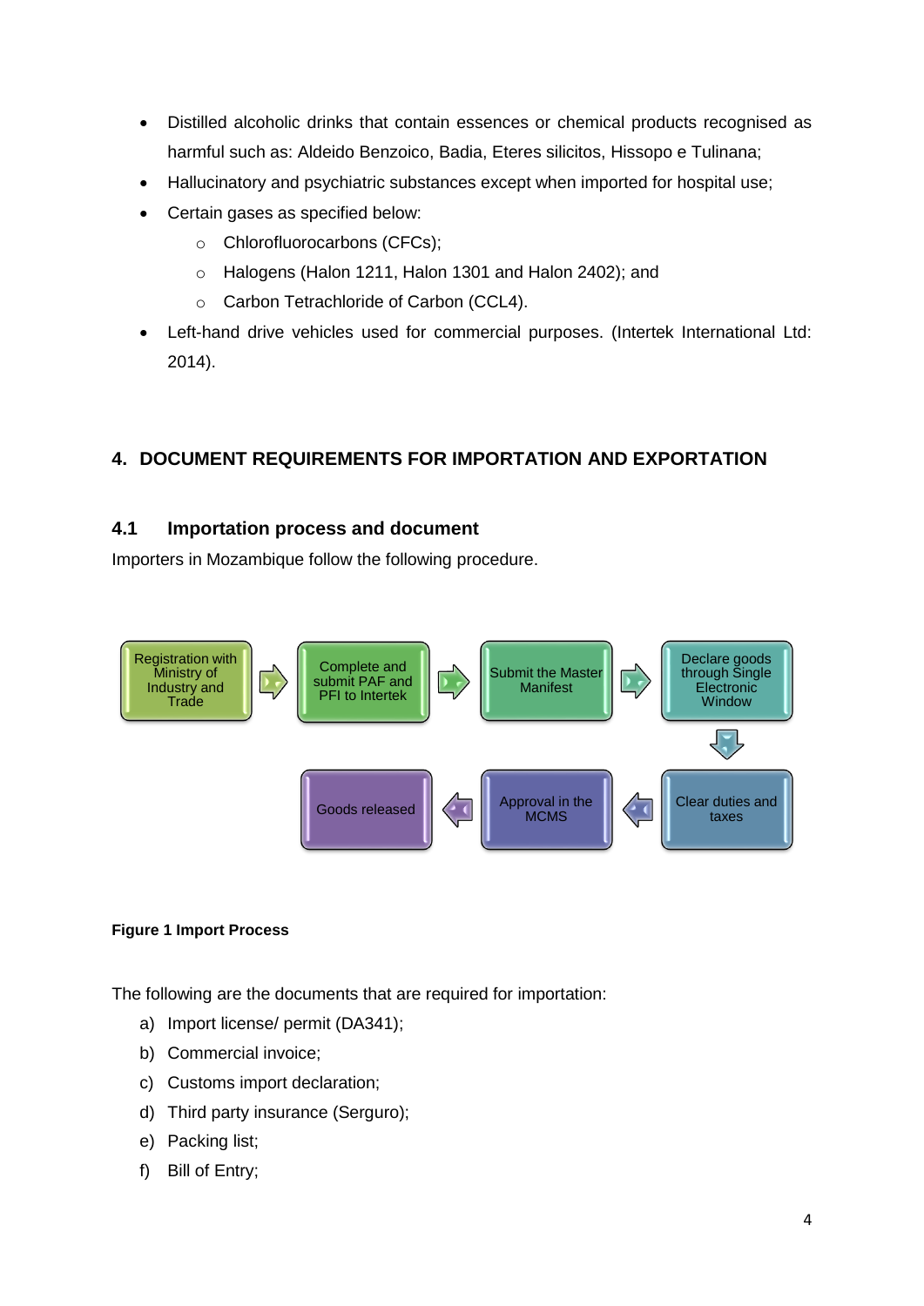- Distilled alcoholic drinks that contain essences or chemical products recognised as harmful such as: Aldeido Benzoico, Badia, Eteres silicitos, Hissopo e Tulinana;
- Hallucinatory and psychiatric substances except when imported for hospital use;
- Certain gases as specified below:
  - Chlorofluorocarbons (CFCs);
  - Halogens (Halon 1211, Halon 1301 and Halon 2402); and
  - Carbon Tetrachloride of Carbon (CCL4).
- Left-hand drive vehicles used for commercial purposes. (Intertek International Ltd: 2014).

## 4. DOCUMENT REQUIREMENTS FOR IMPORTATION AND EXPORTATION

### 4.1 Importation process and document

Importers in Mozambique follow the following procedure.

Registration with Ministry of Industry and Trade → Complete and submit PAF and PFI to Intertek → Submit the Master Manifest → Declare goods through Single Electronic Window → Clear duties and taxes → Approval in the MCMS → Goods released

**Figure 1 Import Process**

The following are the documents that are required for importation:

a) Import license/ permit (DA341);
b) Commercial invoice;
c) Customs import declaration;
d) Third party insurance (Serguro);
e) Packing list;
f) Bill of Entry;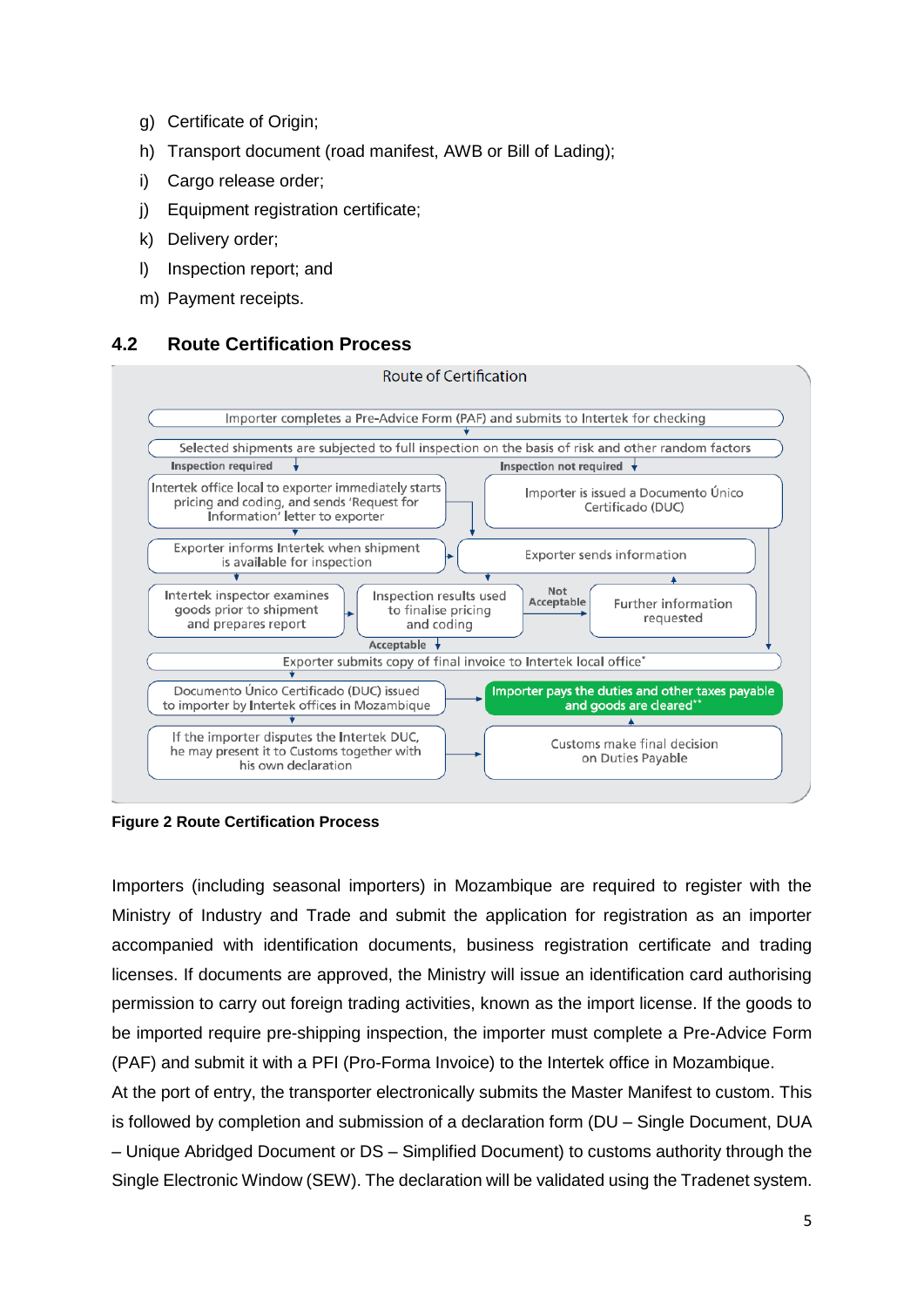g) Certificate of Origin;

h) Transport document (road manifest, AWB or Bill of Lading);

i) Cargo release order;

j) Equipment registration certificate;

k) Delivery order;

l) Inspection report; and

m) Payment receipts.

## 4.2 Route Certification Process

Route of Certification

Importer completes a Pre-Advice Form (PAF) and submits to Intertek for checking

Selected shipments are subjected to full inspection on the basis of risk and other random factors

Inspection required

Intertek office local to exporter immediately starts pricing and coding, and sends 'Request for Information' letter to exporter

Exporter informs Intertek when shipment is available for inspection

Intertek inspector examines goods prior to shipment and prepares report

Inspection results used to finalise pricing and coding

Acceptable

Not Acceptable

Further information requested

Exporter sends information

Inspection not required

Importer is issued a Documento Único Certificado (DUC)

Exporter submits copy of final invoice to Intertek local office*

Documento Único Certificado (DUC) issued to importer by Intertek offices in Mozambique

If the importer disputes the Intertek DUC, he may present it to Customs together with his own declaration

Customs make final decision on Duties Payable

Importer pays the duties and other taxes payable and goods are cleared**

**Figure 2 Route Certification Process**

Importers (including seasonal importers) in Mozambique are required to register with the Ministry of Industry and Trade and submit the application for registration as an importer accompanied with identification documents, business registration certificate and trading licenses. If documents are approved, the Ministry will issue an identification card authorising permission to carry out foreign trading activities, known as the import license. If the goods to be imported require pre-shipping inspection, the importer must complete a Pre-Advice Form (PAF) and submit it with a PFI (Pro-Forma Invoice) to the Intertek office in Mozambique.

At the port of entry, the transporter electronically submits the Master Manifest to custom. This is followed by completion and submission of a declaration form (DU – Single Document, DUA – Unique Abridged Document or DS – Simplified Document) to customs authority through the Single Electronic Window (SEW). The declaration will be validated using the Tradenet system.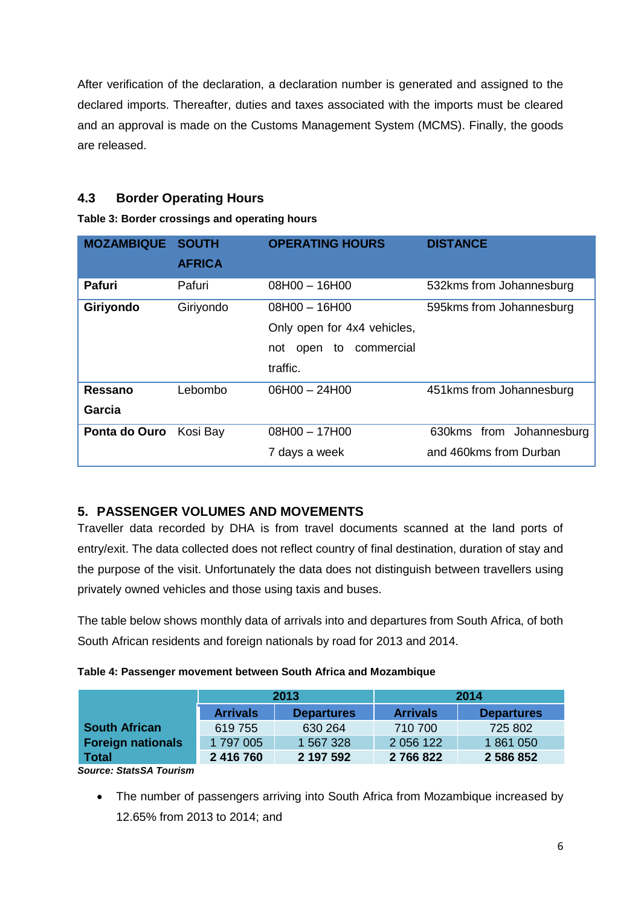After verification of the declaration, a declaration number is generated and assigned to the declared imports. Thereafter, duties and taxes associated with the imports must be cleared and an approval is made on the Customs Management System (MCMS). Finally, the goods are released.

### 4.3 Border Operating Hours

**Table 3: Border crossings and operating hours**

| MOZAMBIQUE | SOUTH AFRICA | OPERATING HOURS | DISTANCE |
|---|---|---|---|
| **Pafuri** | Pafuri | 08H00 – 16H00 | 532kms from Johannesburg |
| **Giriyondo** | Giriyondo | 08H00 – 16H00 Only open for 4x4 vehicles, not open to commercial traffic. | 595kms from Johannesburg |
| **Ressano Garcia** | Lebombo | 06H00 – 24H00 | 451kms from Johannesburg |
| **Ponta do Ouro** | Kosi Bay | 08H00 – 17H00 7 days a week | 630kms from Johannesburg and 460kms from Durban |

## 5. PASSENGER VOLUMES AND MOVEMENTS

Traveller data recorded by DHA is from travel documents scanned at the land ports of entry/exit. The data collected does not reflect country of final destination, duration of stay and the purpose of the visit. Unfortunately the data does not distinguish between travellers using privately owned vehicles and those using taxis and buses.

The table below shows monthly data of arrivals into and departures from South Africa, of both South African residents and foreign nationals by road for 2013 and 2014.

**Table 4: Passenger movement between South Africa and Mozambique**

| | 2013 | | 2014 | |
|---|---|---|---|---|
| | **Arrivals** | **Departures** | **Arrivals** | **Departures** |
| **South African** | 619 755 | 630 264 | 710 700 | 725 802 |
| **Foreign nationals** | 1 797 005 | 1 567 328 | 2 056 122 | 1 861 050 |
| **Total** | **2 416 760** | **2 197 592** | **2 766 822** | **2 586 852** |

***Source: StatsSA Tourism***

- The number of passengers arriving into South Africa from Mozambique increased by 12.65% from 2013 to 2014; and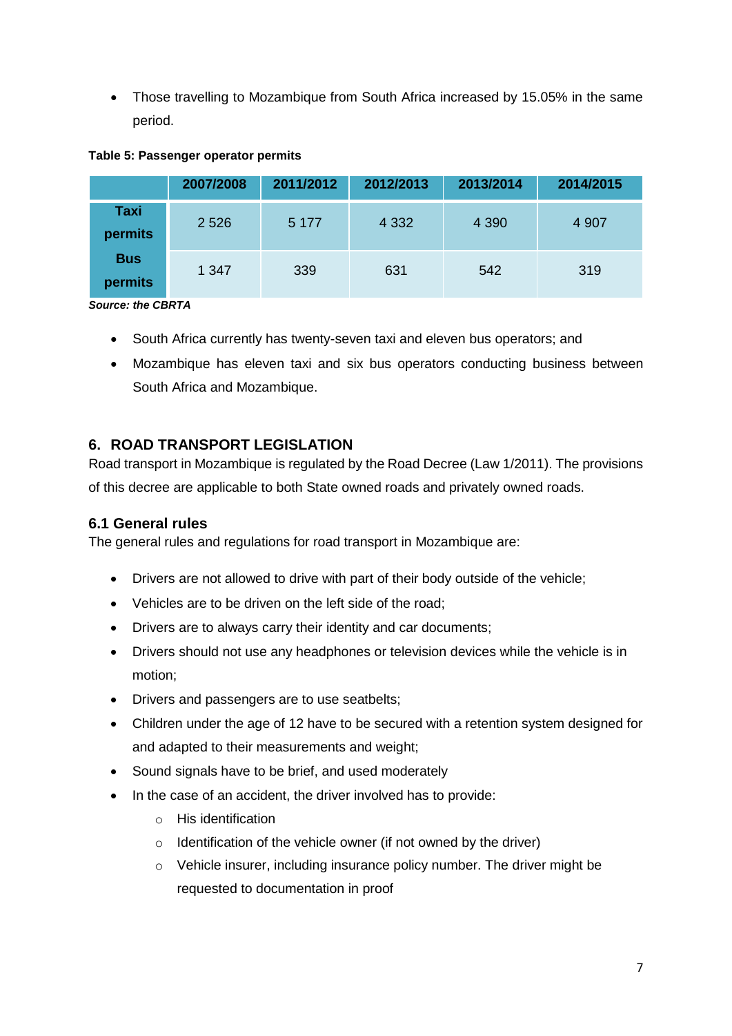- Those travelling to Mozambique from South Africa increased by 15.05% in the same period.

**Table 5: Passenger operator permits**

| | 2007/2008 | 2011/2012 | 2012/2013 | 2013/2014 | 2014/2015 |
|---|---|---|---|---|---|
| **Taxi permits** | 2 526 | 5 177 | 4 332 | 4 390 | 4 907 |
| **Bus permits** | 1 347 | 339 | 631 | 542 | 319 |

***Source: the CBRTA***

- South Africa currently has twenty-seven taxi and eleven bus operators; and
- Mozambique has eleven taxi and six bus operators conducting business between South Africa and Mozambique.

## 6. ROAD TRANSPORT LEGISLATION

Road transport in Mozambique is regulated by the Road Decree (Law 1/2011). The provisions of this decree are applicable to both State owned roads and privately owned roads.

### 6.1 General rules

The general rules and regulations for road transport in Mozambique are:

- Drivers are not allowed to drive with part of their body outside of the vehicle;
- Vehicles are to be driven on the left side of the road;
- Drivers are to always carry their identity and car documents;
- Drivers should not use any headphones or television devices while the vehicle is in motion;
- Drivers and passengers are to use seatbelts;
- Children under the age of 12 have to be secured with a retention system designed for and adapted to their measurements and weight;
- Sound signals have to be brief, and used moderately
- In the case of an accident, the driver involved has to provide:
  - His identification
  - Identification of the vehicle owner (if not owned by the driver)
  - Vehicle insurer, including insurance policy number. The driver might be requested to documentation in proof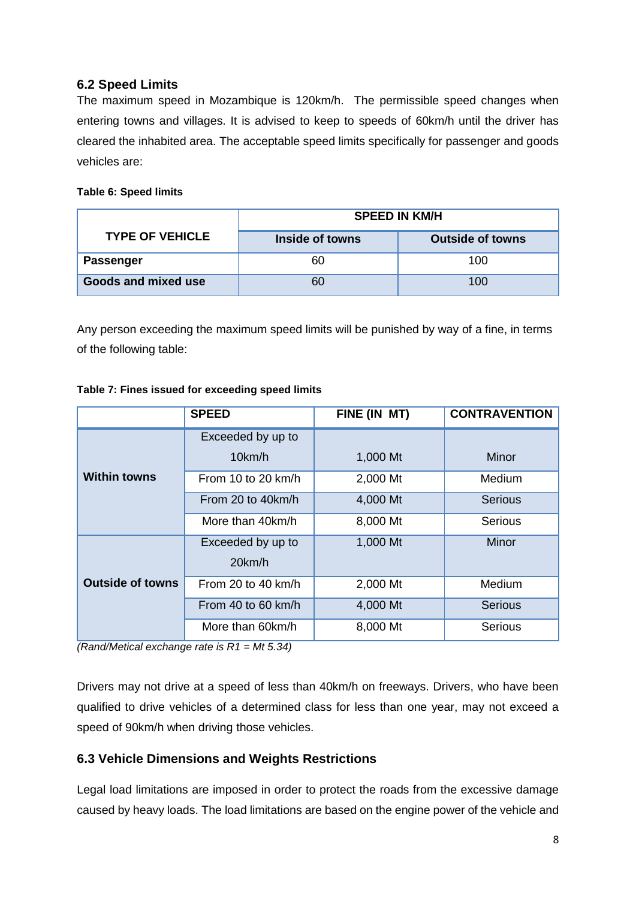## 6.2 Speed Limits

The maximum speed in Mozambique is 120km/h. The permissible speed changes when entering towns and villages. It is advised to keep to speeds of 60km/h until the driver has cleared the inhabited area. The acceptable speed limits specifically for passenger and goods vehicles are:

**Table 6: Speed limits**

| TYPE OF VEHICLE | SPEED IN KM/H | |
|---|---|---|
| | Inside of towns | Outside of towns |
| **Passenger** | 60 | 100 |
| **Goods and mixed use** | 60 | 100 |

Any person exceeding the maximum speed limits will be punished by way of a fine, in terms of the following table:

**Table 7: Fines issued for exceeding speed limits**

| | SPEED | FINE (IN MT) | CONTRAVENTION |
|---|---|---|---|
| **Within towns** | Exceeded by up to 10km/h | 1,000 Mt | Minor |
| | From 10 to 20 km/h | 2,000 Mt | Medium |
| | From 20 to 40km/h | 4,000 Mt | Serious |
| | More than 40km/h | 8,000 Mt | Serious |
| **Outside of towns** | Exceeded by up to 20km/h | 1,000 Mt | Minor |
| | From 20 to 40 km/h | 2,000 Mt | Medium |
| | From 40 to 60 km/h | 4,000 Mt | Serious |
| | More than 60km/h | 8,000 Mt | Serious |

*(Rand/Metical exchange rate is R1 = Mt 5.34)*

Drivers may not drive at a speed of less than 40km/h on freeways. Drivers, who have been qualified to drive vehicles of a determined class for less than one year, may not exceed a speed of 90km/h when driving those vehicles.

## 6.3 Vehicle Dimensions and Weights Restrictions

Legal load limitations are imposed in order to protect the roads from the excessive damage caused by heavy loads. The load limitations are based on the engine power of the vehicle and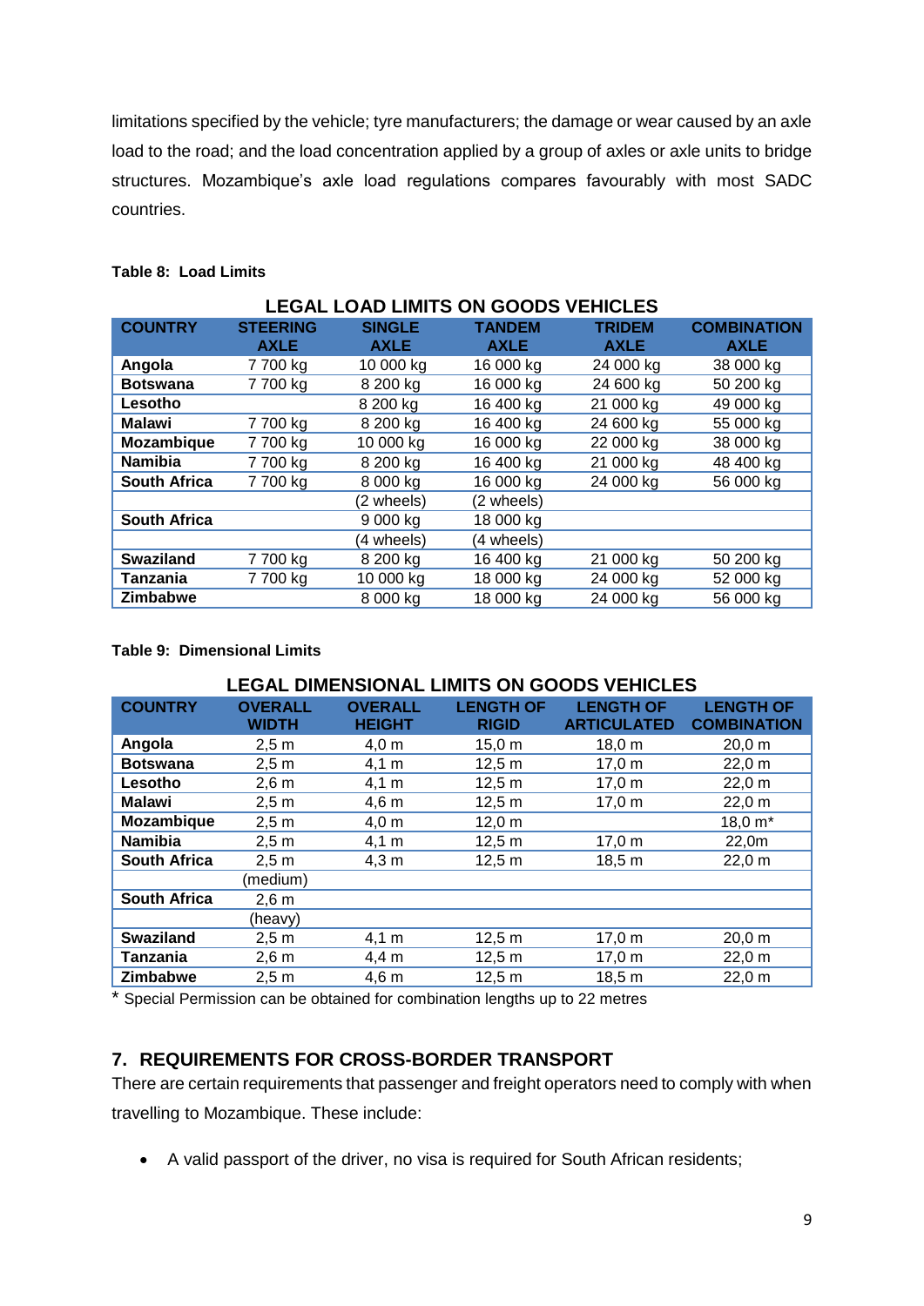limitations specified by the vehicle; tyre manufacturers; the damage or wear caused by an axle load to the road; and the load concentration applied by a group of axles or axle units to bridge structures. Mozambique's axle load regulations compares favourably with most SADC countries.

**Table 8: Load Limits**

**LEGAL LOAD LIMITS ON GOODS VEHICLES**

| COUNTRY | STEERING AXLE | SINGLE AXLE | TANDEM AXLE | TRIDEM AXLE | COMBINATION AXLE |
|---|---|---|---|---|---|
| **Angola** | 7 700 kg | 10 000 kg | 16 000 kg | 24 000 kg | 38 000 kg |
| **Botswana** | 7 700 kg | 8 200 kg | 16 000 kg | 24 600 kg | 50 200 kg |
| **Lesotho** | | 8 200 kg | 16 400 kg | 21 000 kg | 49 000 kg |
| **Malawi** | 7 700 kg | 8 200 kg | 16 400 kg | 24 600 kg | 55 000 kg |
| **Mozambique** | 7 700 kg | 10 000 kg | 16 000 kg | 22 000 kg | 38 000 kg |
| **Namibia** | 7 700 kg | 8 200 kg | 16 400 kg | 21 000 kg | 48 400 kg |
| **South Africa** | 7 700 kg | 8 000 kg | 16 000 kg | 24 000 kg | 56 000 kg |
| | | (2 wheels) | (2 wheels) | | |
| **South Africa** | | 9 000 kg | 18 000 kg | | |
| | | (4 wheels) | (4 wheels) | | |
| **Swaziland** | 7 700 kg | 8 200 kg | 16 400 kg | 21 000 kg | 50 200 kg |
| **Tanzania** | 7 700 kg | 10 000 kg | 18 000 kg | 24 000 kg | 52 000 kg |
| **Zimbabwe** | | 8 000 kg | 18 000 kg | 24 000 kg | 56 000 kg |

**Table 9: Dimensional Limits**

**LEGAL DIMENSIONAL LIMITS ON GOODS VEHICLES**

| COUNTRY | OVERALL WIDTH | OVERALL HEIGHT | LENGTH OF RIGID | LENGTH OF ARTICULATED | LENGTH OF COMBINATION |
|---|---|---|---|---|---|
| **Angola** | 2,5 m | 4,0 m | 15,0 m | 18,0 m | 20,0 m |
| **Botswana** | 2,5 m | 4,1 m | 12,5 m | 17,0 m | 22,0 m |
| **Lesotho** | 2,6 m | 4,1 m | 12,5 m | 17,0 m | 22,0 m |
| **Malawi** | 2,5 m | 4,6 m | 12,5 m | 17,0 m | 22,0 m |
| **Mozambique** | 2,5 m | 4,0 m | 12,0 m | | 18,0 m* |
| **Namibia** | 2,5 m | 4,1 m | 12,5 m | 17,0 m | 22,0m |
| **South Africa** | 2,5 m | 4,3 m | 12,5 m | 18,5 m | 22,0 m |
| | (medium) | | | | |
| **South Africa** | 2,6 m | | | | |
| | (heavy) | | | | |
| **Swaziland** | 2,5 m | 4,1 m | 12,5 m | 17,0 m | 20,0 m |
| **Tanzania** | 2,6 m | 4,4 m | 12,5 m | 17,0 m | 22,0 m |
| **Zimbabwe** | 2,5 m | 4,6 m | 12,5 m | 18,5 m | 22,0 m |

* Special Permission can be obtained for combination lengths up to 22 metres

## 7. REQUIREMENTS FOR CROSS-BORDER TRANSPORT

There are certain requirements that passenger and freight operators need to comply with when travelling to Mozambique. These include:

- A valid passport of the driver, no visa is required for South African residents;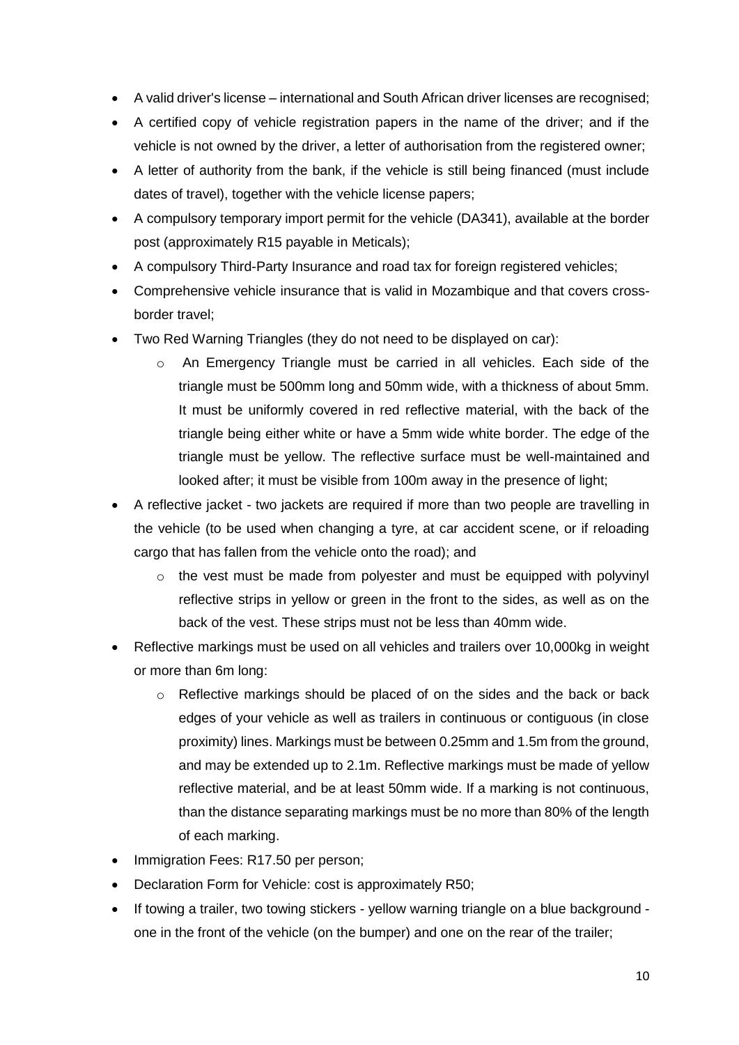- A valid driver's license – international and South African driver licenses are recognised;
- A certified copy of vehicle registration papers in the name of the driver; and if the vehicle is not owned by the driver, a letter of authorisation from the registered owner;
- A letter of authority from the bank, if the vehicle is still being financed (must include dates of travel), together with the vehicle license papers;
- A compulsory temporary import permit for the vehicle (DA341), available at the border post (approximately R15 payable in Meticals);
- A compulsory Third-Party Insurance and road tax for foreign registered vehicles;
- Comprehensive vehicle insurance that is valid in Mozambique and that covers cross-border travel;
- Two Red Warning Triangles (they do not need to be displayed on car):
    - An Emergency Triangle must be carried in all vehicles. Each side of the triangle must be 500mm long and 50mm wide, with a thickness of about 5mm. It must be uniformly covered in red reflective material, with the back of the triangle being either white or have a 5mm wide white border. The edge of the triangle must be yellow. The reflective surface must be well-maintained and looked after; it must be visible from 100m away in the presence of light;
- A reflective jacket - two jackets are required if more than two people are travelling in the vehicle (to be used when changing a tyre, at car accident scene, or if reloading cargo that has fallen from the vehicle onto the road); and
    - the vest must be made from polyester and must be equipped with polyvinyl reflective strips in yellow or green in the front to the sides, as well as on the back of the vest. These strips must not be less than 40mm wide.
- Reflective markings must be used on all vehicles and trailers over 10,000kg in weight or more than 6m long:
    - Reflective markings should be placed of on the sides and the back or back edges of your vehicle as well as trailers in continuous or contiguous (in close proximity) lines. Markings must be between 0.25mm and 1.5m from the ground, and may be extended up to 2.1m. Reflective markings must be made of yellow reflective material, and be at least 50mm wide. If a marking is not continuous, than the distance separating markings must be no more than 80% of the length of each marking.
- Immigration Fees: R17.50 per person;
- Declaration Form for Vehicle: cost is approximately R50;
- If towing a trailer, two towing stickers - yellow warning triangle on a blue background - one in the front of the vehicle (on the bumper) and one on the rear of the trailer;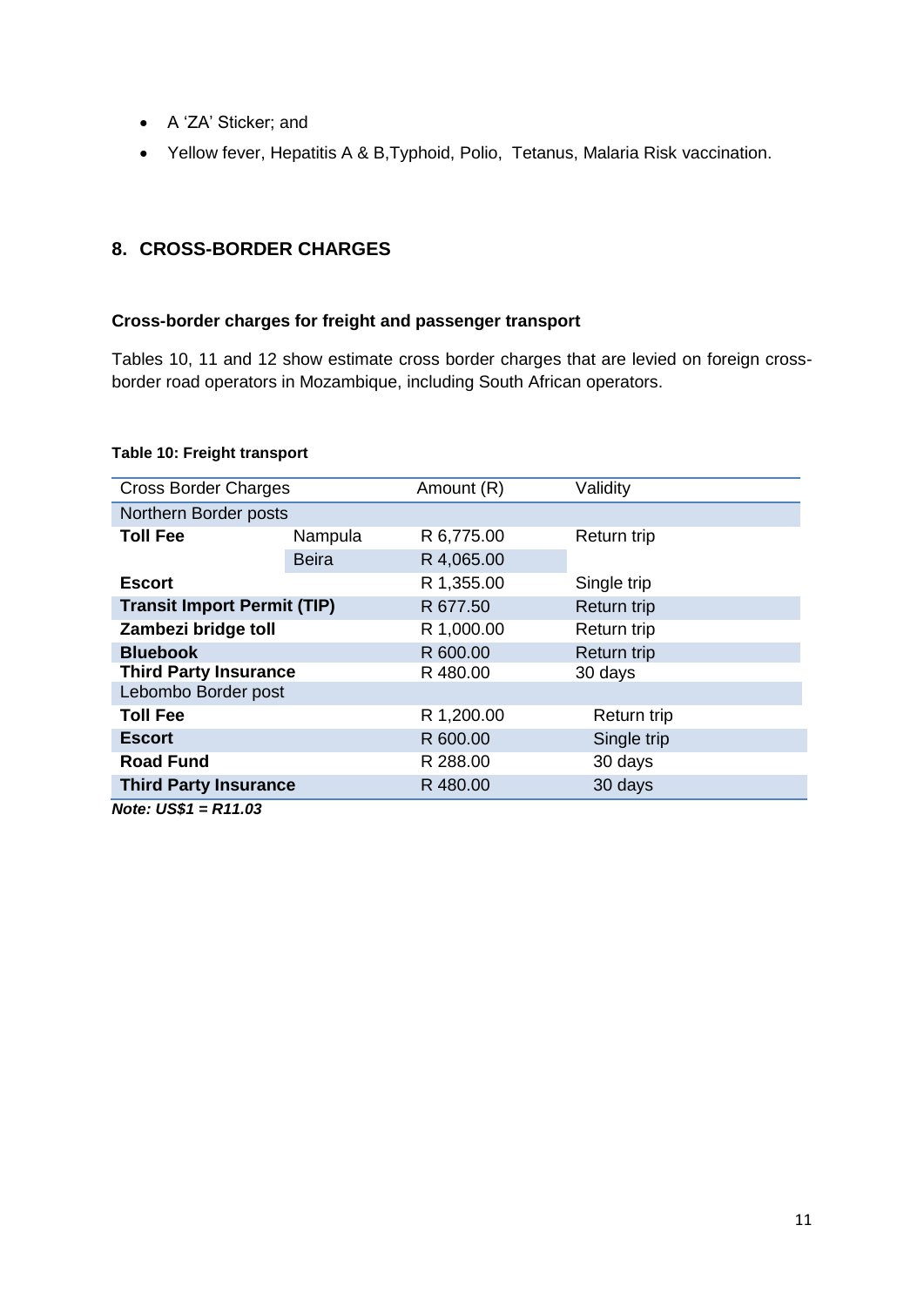- A 'ZA' Sticker; and
- Yellow fever, Hepatitis A & B,Typhoid, Polio, Tetanus, Malaria Risk vaccination.

## 8. CROSS-BORDER CHARGES

### Cross-border charges for freight and passenger transport

Tables 10, 11 and 12 show estimate cross border charges that are levied on foreign cross-border road operators in Mozambique, including South African operators.

**Table 10: Freight transport**

| Cross Border Charges | | Amount (R) | Validity |
|---|---|---|---|
| Northern Border posts | | | |
| **Toll Fee** | Nampula | R 6,775.00 | Return trip |
| | Beira | R 4,065.00 | |
| **Escort** | | R 1,355.00 | Single trip |
| **Transit Import Permit (TIP)** | | R 677.50 | Return trip |
| **Zambezi bridge toll** | | R 1,000.00 | Return trip |
| **Bluebook** | | R 600.00 | Return trip |
| **Third Party Insurance** | | R 480.00 | 30 days |
| Lebombo Border post | | | |
| **Toll Fee** | | R 1,200.00 | Return trip |
| **Escort** | | R 600.00 | Single trip |
| **Road Fund** | | R 288.00 | 30 days |
| **Third Party Insurance** | | R 480.00 | 30 days |

***Note: US$1 = R11.03***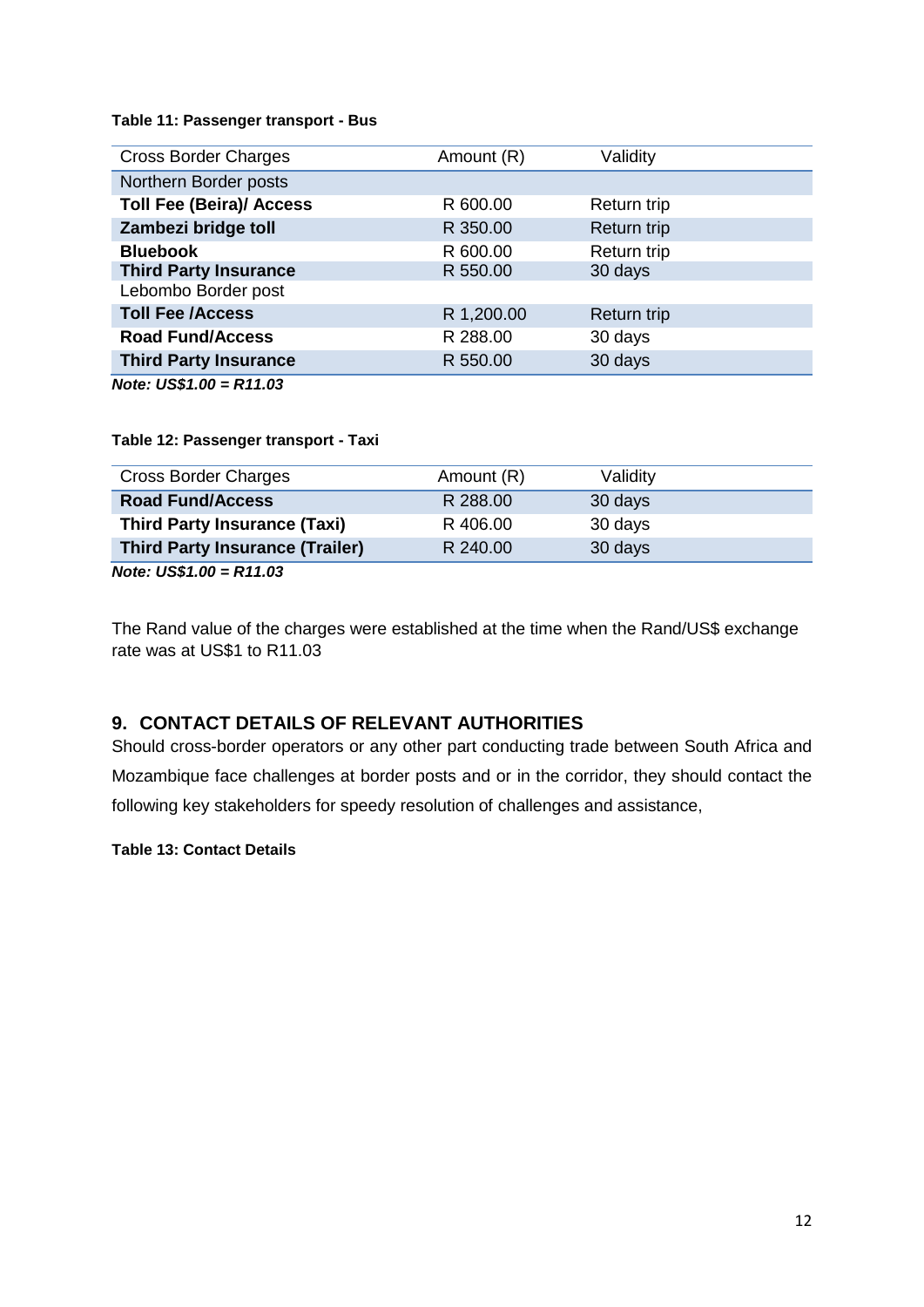**Table 11: Passenger transport - Bus**

| Cross Border Charges | Amount (R) | Validity |
|---|---|---|
| Northern Border posts | | |
| **Toll Fee (Beira)/ Access** | R 600.00 | Return trip |
| **Zambezi bridge toll** | R 350.00 | Return trip |
| **Bluebook** | R 600.00 | Return trip |
| **Third Party Insurance** | R 550.00 | 30 days |
| Lebombo Border post | | |
| **Toll Fee /Access** | R 1,200.00 | Return trip |
| **Road Fund/Access** | R 288.00 | 30 days |
| **Third Party Insurance** | R 550.00 | 30 days |

***Note: US$1.00 = R11.03***

**Table 12: Passenger transport - Taxi**

| Cross Border Charges | Amount (R) | Validity |
|---|---|---|
| **Road Fund/Access** | R 288.00 | 30 days |
| **Third Party Insurance (Taxi)** | R 406.00 | 30 days |
| **Third Party Insurance (Trailer)** | R 240.00 | 30 days |

***Note: US$1.00 = R11.03***

The Rand value of the charges were established at the time when the Rand/US$ exchange rate was at US$1 to R11.03

## 9. CONTACT DETAILS OF RELEVANT AUTHORITIES

Should cross-border operators or any other part conducting trade between South Africa and Mozambique face challenges at border posts and or in the corridor, they should contact the following key stakeholders for speedy resolution of challenges and assistance,

**Table 13: Contact Details**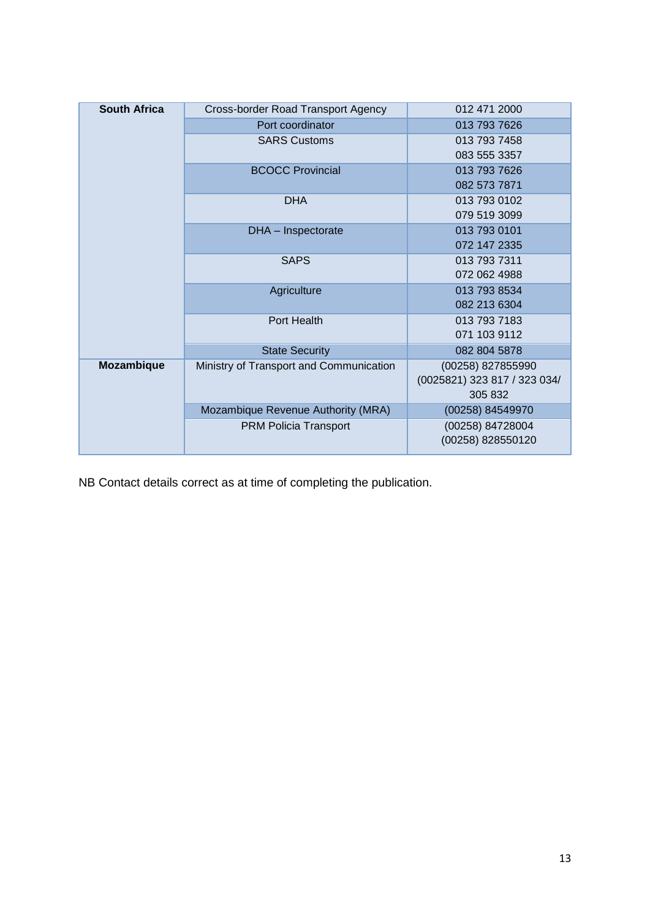| | | |
|---|---|---|
| **South Africa** | Cross-border Road Transport Agency | 012 471 2000 |
| | Port coordinator | 013 793 7626 |
| | SARS Customs | 013 793 7458<br>083 555 3357 |
| | BCOCC Provincial | 013 793 7626<br>082 573 7871 |
| | DHA | 013 793 0102<br>079 519 3099 |
| | DHA – Inspectorate | 013 793 0101<br>072 147 2335 |
| | SAPS | 013 793 7311<br>072 062 4988 |
| | Agriculture | 013 793 8534<br>082 213 6304 |
| | Port Health | 013 793 7183<br>071 103 9112 |
| | State Security | 082 804 5878 |
| **Mozambique** | Ministry of Transport and Communication | (00258) 827855990<br>(0025821) 323 817 / 323 034/ 305 832 |
| | Mozambique Revenue Authority (MRA) | (00258) 84549970 |
| | PRM Policia Transport | (00258) 84728004<br>(00258) 828550120 |

NB Contact details correct as at time of completing the publication.